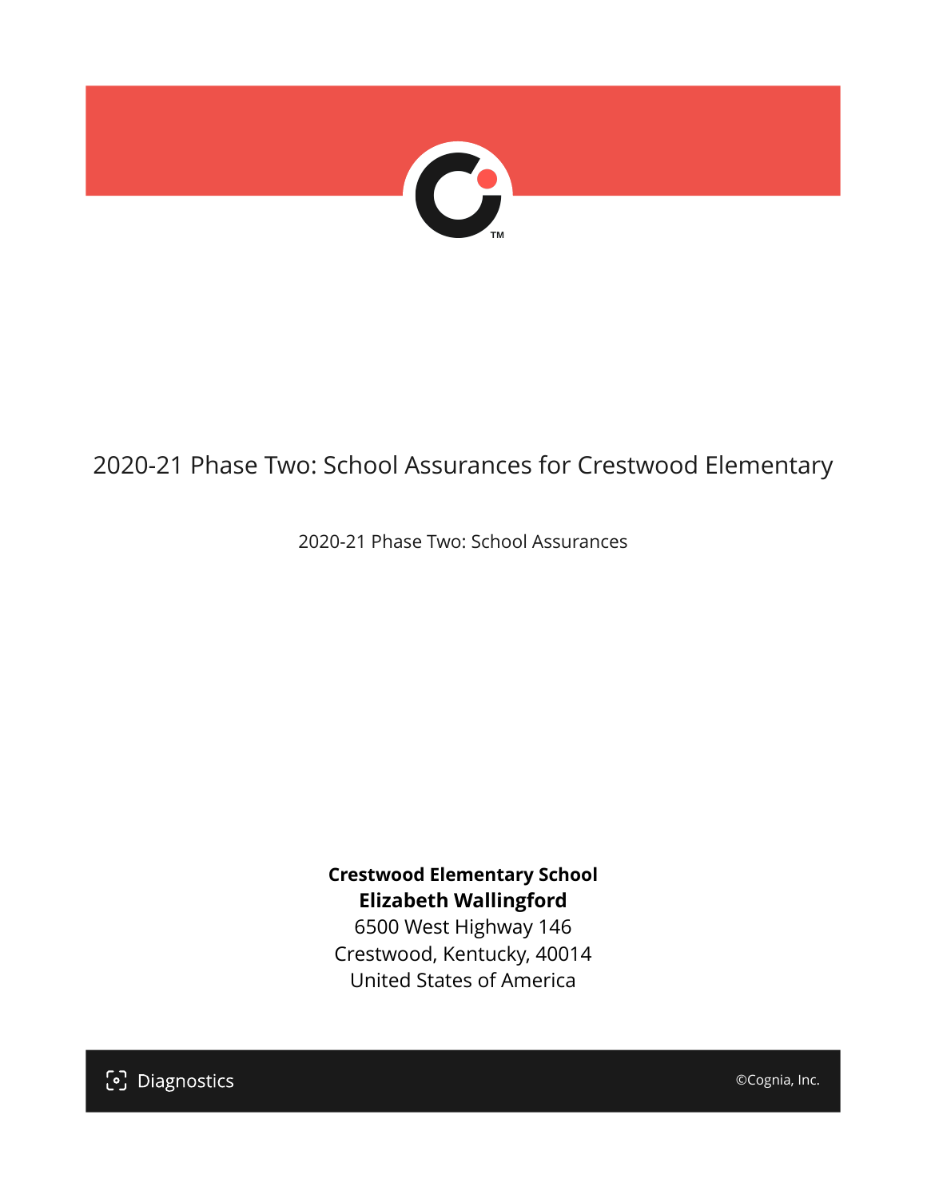# 2020-21 Phase Two: School Assurances for Crestwood Elementary

2020-21 Phase Two: School Assurances

**Crestwood Elementary School**
**Elizabeth Wallingford**
6500 West Highway 146
Crestwood, Kentucky, 40014
United States of America

Diagnostics

©Cognia, Inc.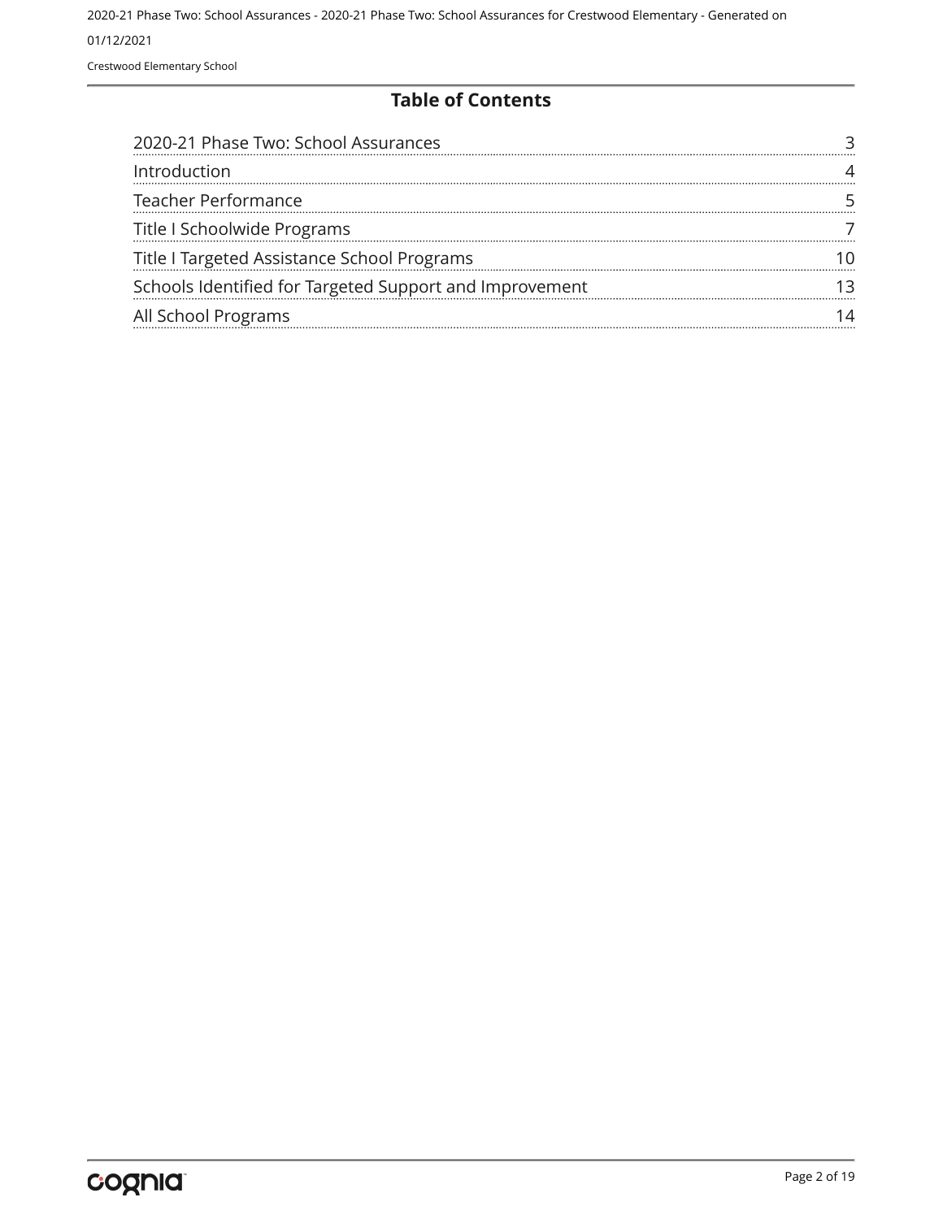## Table of Contents

| | |
|---|---|
| 2020-21 Phase Two: School Assurances | 3 |
| Introduction | 4 |
| Teacher Performance | 5 |
| Title I Schoolwide Programs | 7 |
| Title I Targeted Assistance School Programs | 10 |
| Schools Identified for Targeted Support and Improvement | 13 |
| All School Programs | 14 |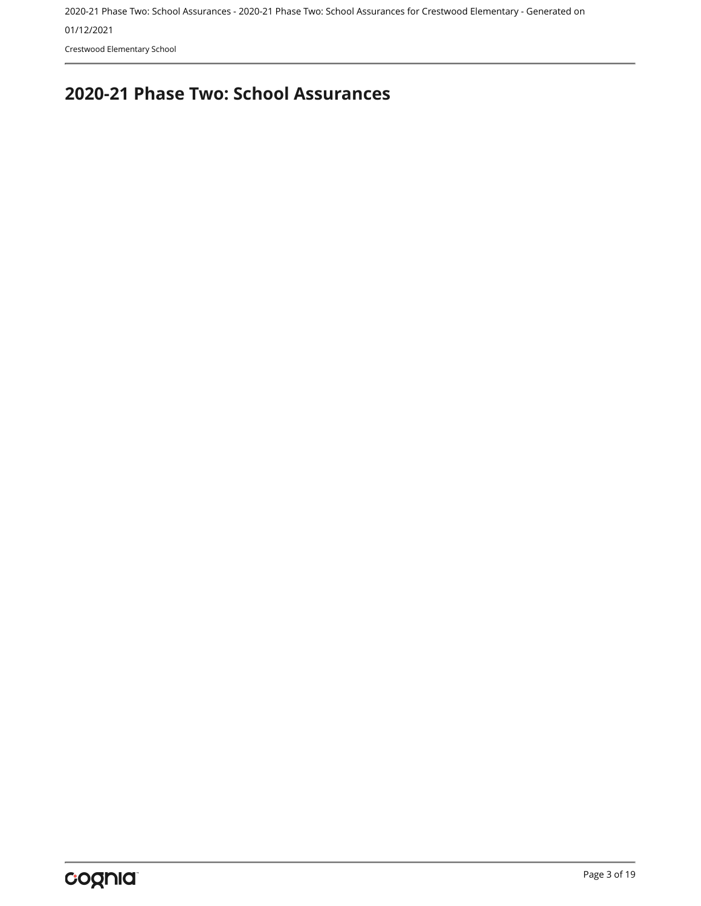# 2020-21 Phase Two: School Assurances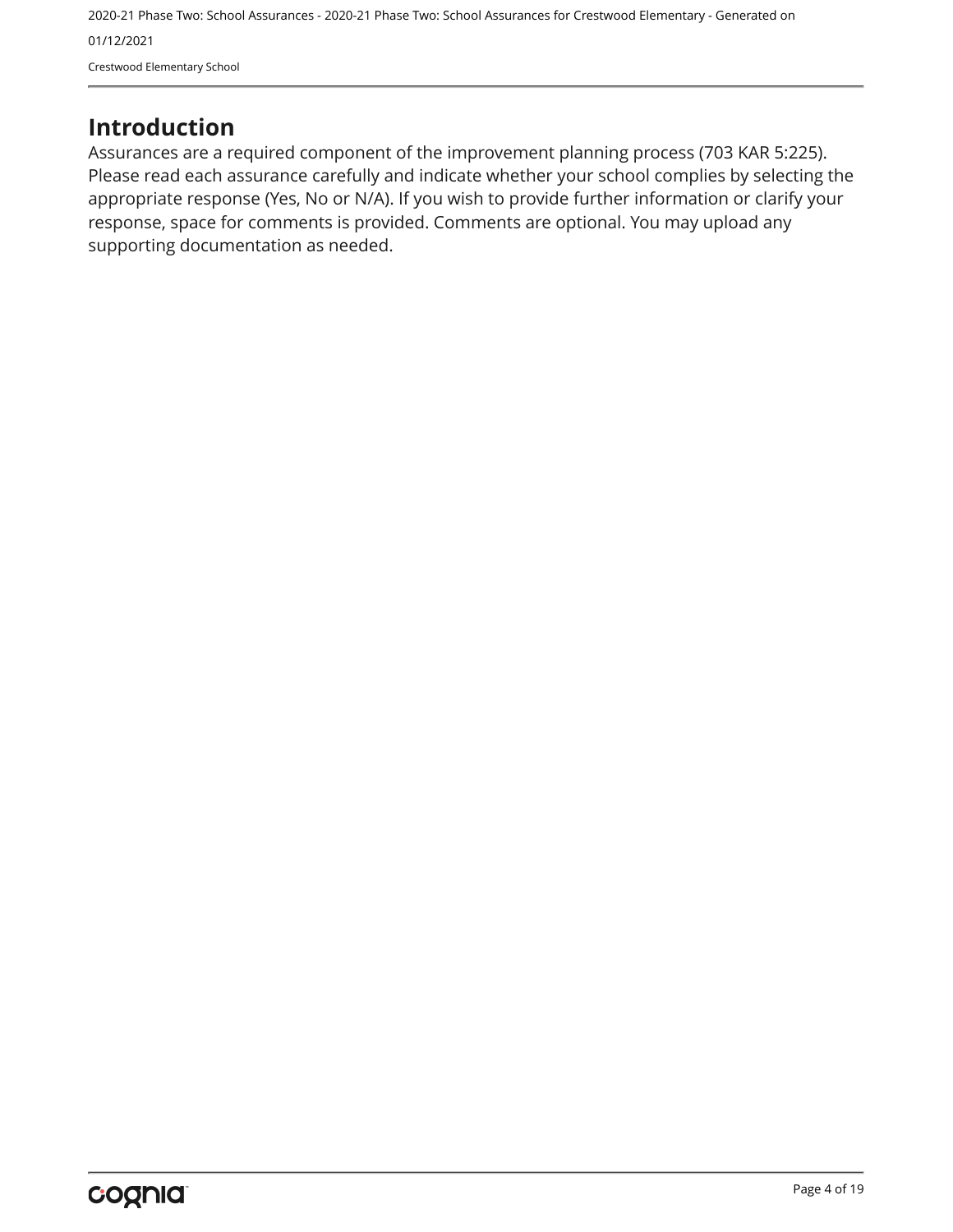# Introduction

Assurances are a required component of the improvement planning process (703 KAR 5:225). Please read each assurance carefully and indicate whether your school complies by selecting the appropriate response (Yes, No or N/A). If you wish to provide further information or clarify your response, space for comments is provided. Comments are optional. You may upload any supporting documentation as needed.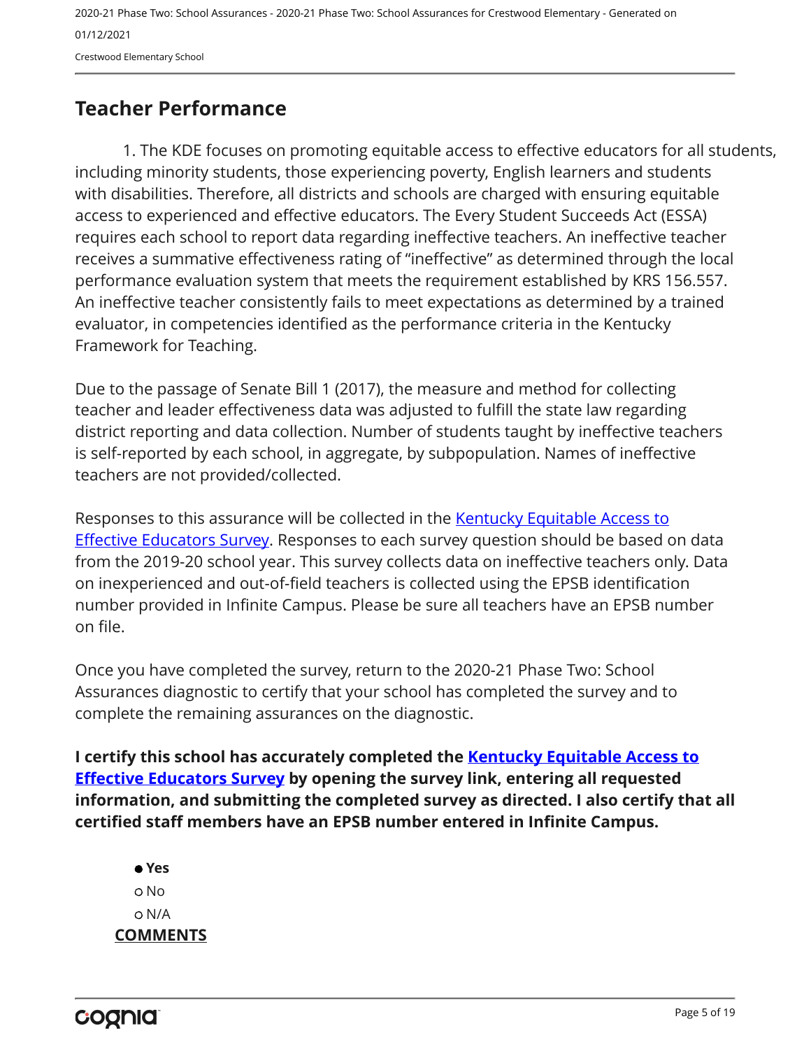## Teacher Performance

1. The KDE focuses on promoting equitable access to effective educators for all students, including minority students, those experiencing poverty, English learners and students with disabilities. Therefore, all districts and schools are charged with ensuring equitable access to experienced and effective educators. The Every Student Succeeds Act (ESSA) requires each school to report data regarding ineffective teachers. An ineffective teacher receives a summative effectiveness rating of "ineffective" as determined through the local performance evaluation system that meets the requirement established by KRS 156.557. An ineffective teacher consistently fails to meet expectations as determined by a trained evaluator, in competencies identified as the performance criteria in the Kentucky Framework for Teaching.

Due to the passage of Senate Bill 1 (2017), the measure and method for collecting teacher and leader effectiveness data was adjusted to fulfill the state law regarding district reporting and data collection. Number of students taught by ineffective teachers is self-reported by each school, in aggregate, by subpopulation. Names of ineffective teachers are not provided/collected.

Responses to this assurance will be collected in the Kentucky Equitable Access to Effective Educators Survey. Responses to each survey question should be based on data from the 2019-20 school year. This survey collects data on ineffective teachers only. Data on inexperienced and out-of-field teachers is collected using the EPSB identification number provided in Infinite Campus. Please be sure all teachers have an EPSB number on file.

Once you have completed the survey, return to the 2020-21 Phase Two: School Assurances diagnostic to certify that your school has completed the survey and to complete the remaining assurances on the diagnostic.

**I certify this school has accurately completed the Kentucky Equitable Access to Effective Educators Survey by opening the survey link, entering all requested information, and submitting the completed survey as directed. I also certify that all certified staff members have an EPSB number entered in Infinite Campus.**

- ● **Yes**
- ○ No
- ○ N/A

**COMMENTS**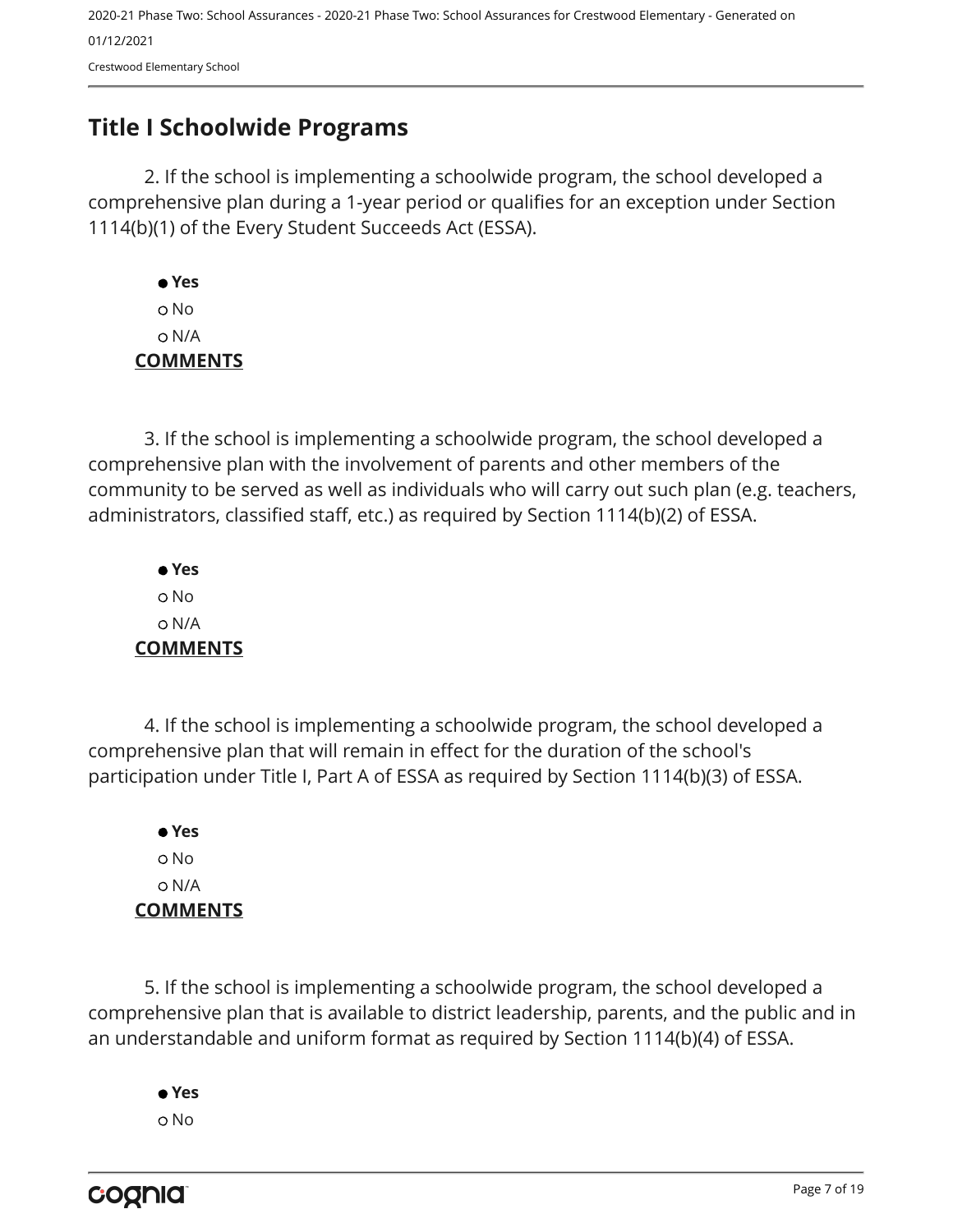## Title I Schoolwide Programs

2. If the school is implementing a schoolwide program, the school developed a comprehensive plan during a 1-year period or qualifies for an exception under Section 1114(b)(1) of the Every Student Succeeds Act (ESSA).

- ● **Yes**
- ○ No
- ○ N/A

**COMMENTS**

3. If the school is implementing a schoolwide program, the school developed a comprehensive plan with the involvement of parents and other members of the community to be served as well as individuals who will carry out such plan (e.g. teachers, administrators, classified staff, etc.) as required by Section 1114(b)(2) of ESSA.

- ● **Yes**
- ○ No
- ○ N/A

**COMMENTS**

4. If the school is implementing a schoolwide program, the school developed a comprehensive plan that will remain in effect for the duration of the school's participation under Title I, Part A of ESSA as required by Section 1114(b)(3) of ESSA.

- ● **Yes**
- ○ No
- ○ N/A

**COMMENTS**

5. If the school is implementing a schoolwide program, the school developed a comprehensive plan that is available to district leadership, parents, and the public and in an understandable and uniform format as required by Section 1114(b)(4) of ESSA.

- ● **Yes**
- ○ No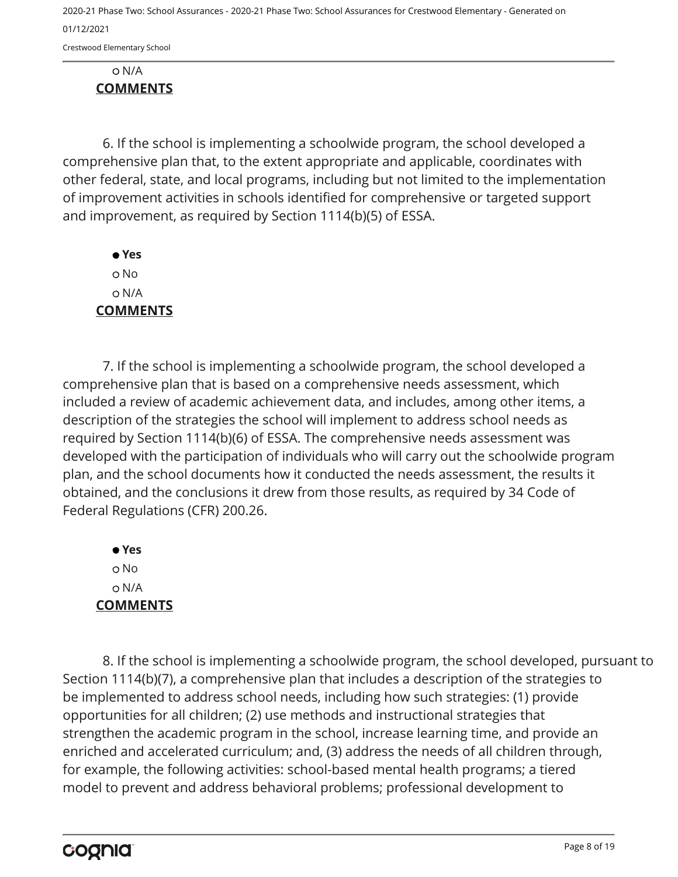○ N/A

**COMMENTS**

6. If the school is implementing a schoolwide program, the school developed a comprehensive plan that, to the extent appropriate and applicable, coordinates with other federal, state, and local programs, including but not limited to the implementation of improvement activities in schools identified for comprehensive or targeted support and improvement, as required by Section 1114(b)(5) of ESSA.

● **Yes**
○ No
○ N/A

**COMMENTS**

7. If the school is implementing a schoolwide program, the school developed a comprehensive plan that is based on a comprehensive needs assessment, which included a review of academic achievement data, and includes, among other items, a description of the strategies the school will implement to address school needs as required by Section 1114(b)(6) of ESSA. The comprehensive needs assessment was developed with the participation of individuals who will carry out the schoolwide program plan, and the school documents how it conducted the needs assessment, the results it obtained, and the conclusions it drew from those results, as required by 34 Code of Federal Regulations (CFR) 200.26.

● **Yes**
○ No
○ N/A

**COMMENTS**

8. If the school is implementing a schoolwide program, the school developed, pursuant to Section 1114(b)(7), a comprehensive plan that includes a description of the strategies to be implemented to address school needs, including how such strategies: (1) provide opportunities for all children; (2) use methods and instructional strategies that strengthen the academic program in the school, increase learning time, and provide an enriched and accelerated curriculum; and, (3) address the needs of all children through, for example, the following activities: school-based mental health programs; a tiered model to prevent and address behavioral problems; professional development to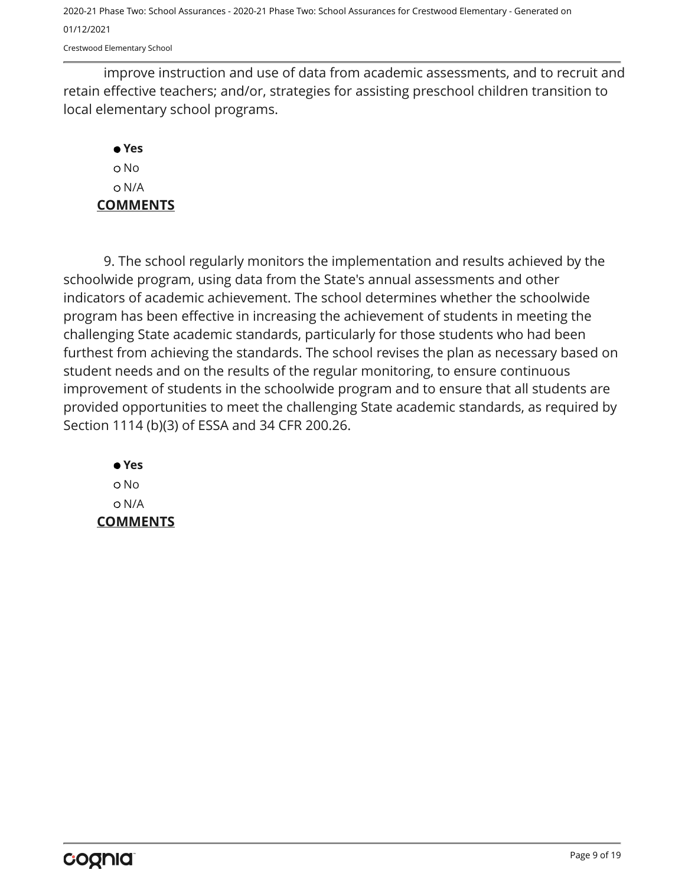improve instruction and use of data from academic assessments, and to recruit and retain effective teachers; and/or, strategies for assisting preschool children transition to local elementary school programs.

- **Yes**
- No
- N/A

**COMMENTS**

9. The school regularly monitors the implementation and results achieved by the schoolwide program, using data from the State's annual assessments and other indicators of academic achievement. The school determines whether the schoolwide program has been effective in increasing the achievement of students in meeting the challenging State academic standards, particularly for those students who had been furthest from achieving the standards. The school revises the plan as necessary based on student needs and on the results of the regular monitoring, to ensure continuous improvement of students in the schoolwide program and to ensure that all students are provided opportunities to meet the challenging State academic standards, as required by Section 1114 (b)(3) of ESSA and 34 CFR 200.26.

- **Yes**
- No
- N/A

**COMMENTS**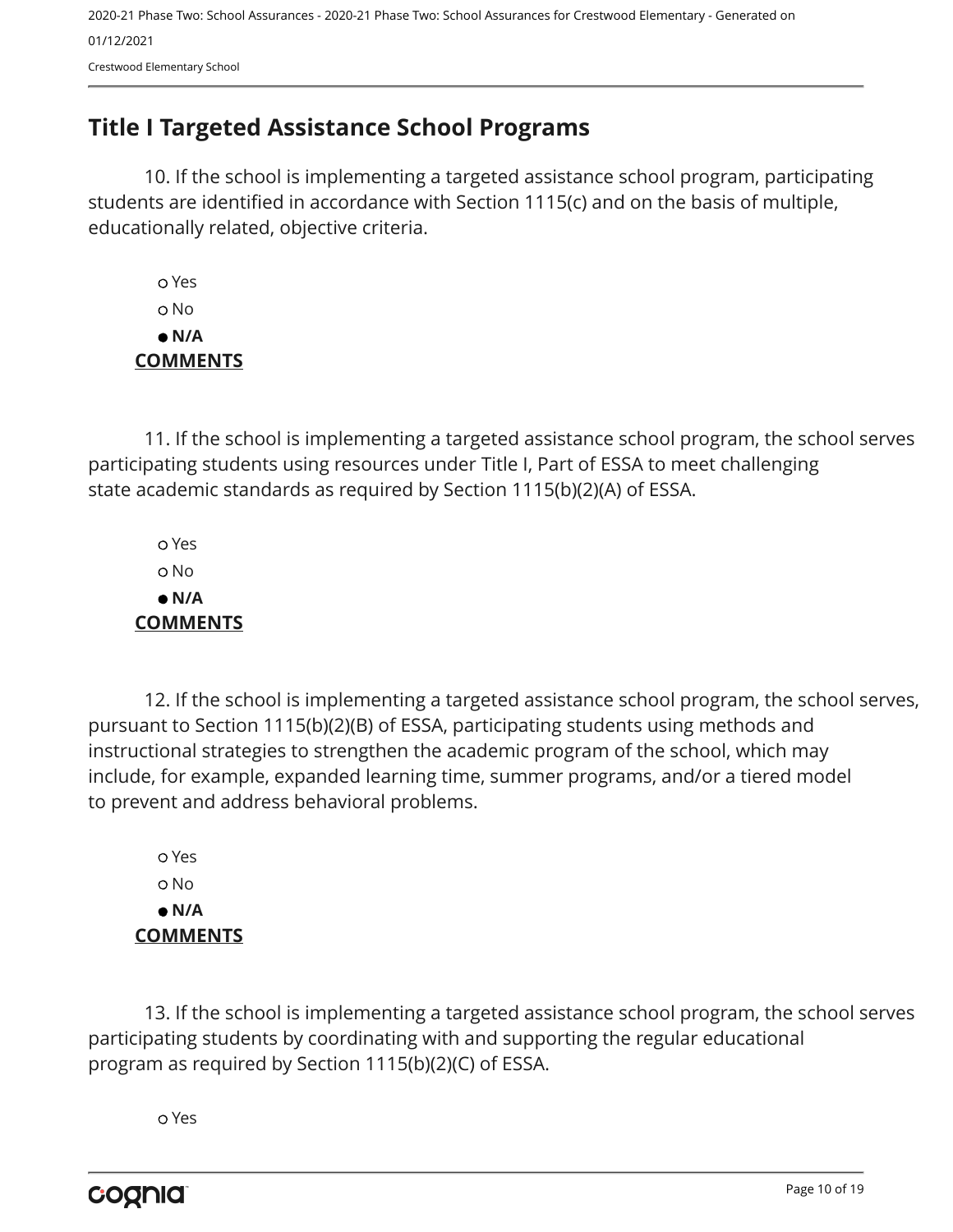## Title I Targeted Assistance School Programs

10. If the school is implementing a targeted assistance school program, participating students are identified in accordance with Section 1115(c) and on the basis of multiple, educationally related, objective criteria.

- ○ Yes
- ○ No
- ● **N/A**

**COMMENTS**

11. If the school is implementing a targeted assistance school program, the school serves participating students using resources under Title I, Part of ESSA to meet challenging state academic standards as required by Section 1115(b)(2)(A) of ESSA.

- ○ Yes
- ○ No
- ● **N/A**

**COMMENTS**

12. If the school is implementing a targeted assistance school program, the school serves, pursuant to Section 1115(b)(2)(B) of ESSA, participating students using methods and instructional strategies to strengthen the academic program of the school, which may include, for example, expanded learning time, summer programs, and/or a tiered model to prevent and address behavioral problems.

- ○ Yes
- ○ No
- ● **N/A**

**COMMENTS**

13. If the school is implementing a targeted assistance school program, the school serves participating students by coordinating with and supporting the regular educational program as required by Section 1115(b)(2)(C) of ESSA.

- ○ Yes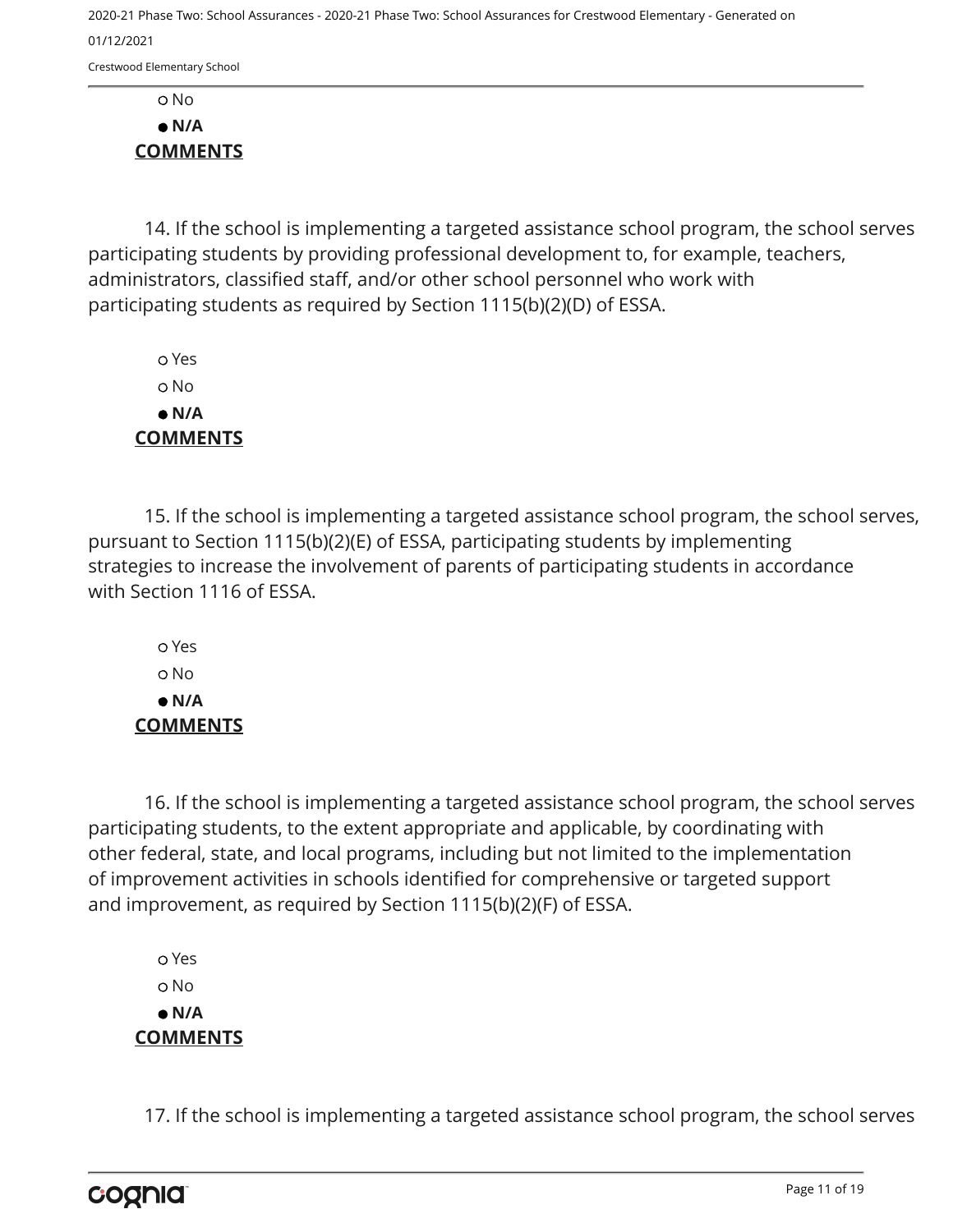○ No

● **N/A**

**COMMENTS**

14. If the school is implementing a targeted assistance school program, the school serves participating students by providing professional development to, for example, teachers, administrators, classified staff, and/or other school personnel who work with participating students as required by Section 1115(b)(2)(D) of ESSA.

○ Yes

○ No

● **N/A**

**COMMENTS**

15. If the school is implementing a targeted assistance school program, the school serves, pursuant to Section 1115(b)(2)(E) of ESSA, participating students by implementing strategies to increase the involvement of parents of participating students in accordance with Section 1116 of ESSA.

○ Yes

○ No

● **N/A**

**COMMENTS**

16. If the school is implementing a targeted assistance school program, the school serves participating students, to the extent appropriate and applicable, by coordinating with other federal, state, and local programs, including but not limited to the implementation of improvement activities in schools identified for comprehensive or targeted support and improvement, as required by Section 1115(b)(2)(F) of ESSA.

○ Yes

○ No

● **N/A**

**COMMENTS**

17. If the school is implementing a targeted assistance school program, the school serves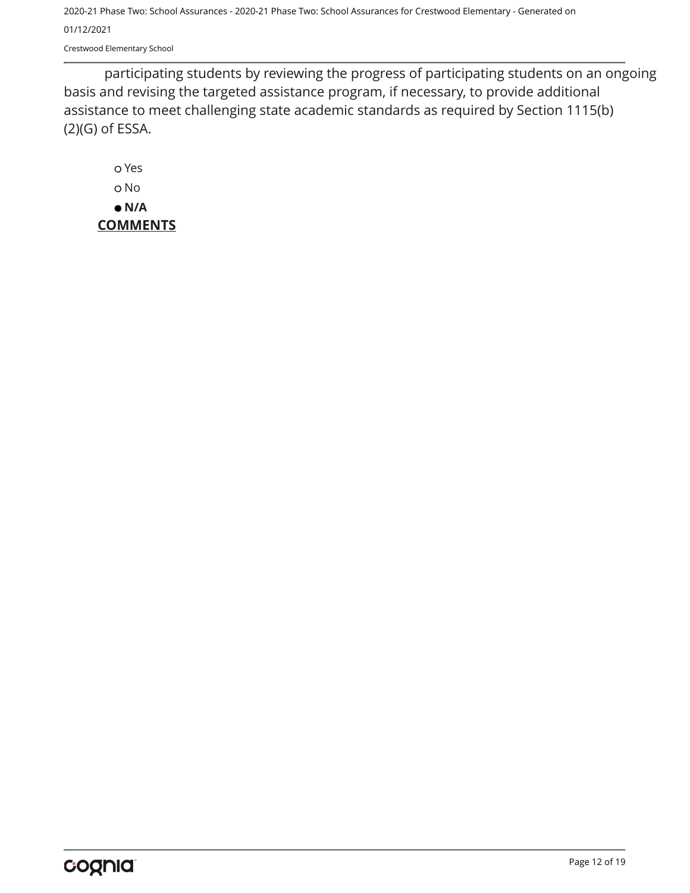participating students by reviewing the progress of participating students on an ongoing basis and revising the targeted assistance program, if necessary, to provide additional assistance to meet challenging state academic standards as required by Section 1115(b)(2)(G) of ESSA.

- ○ Yes
- ○ No
- ● **N/A**

**COMMENTS**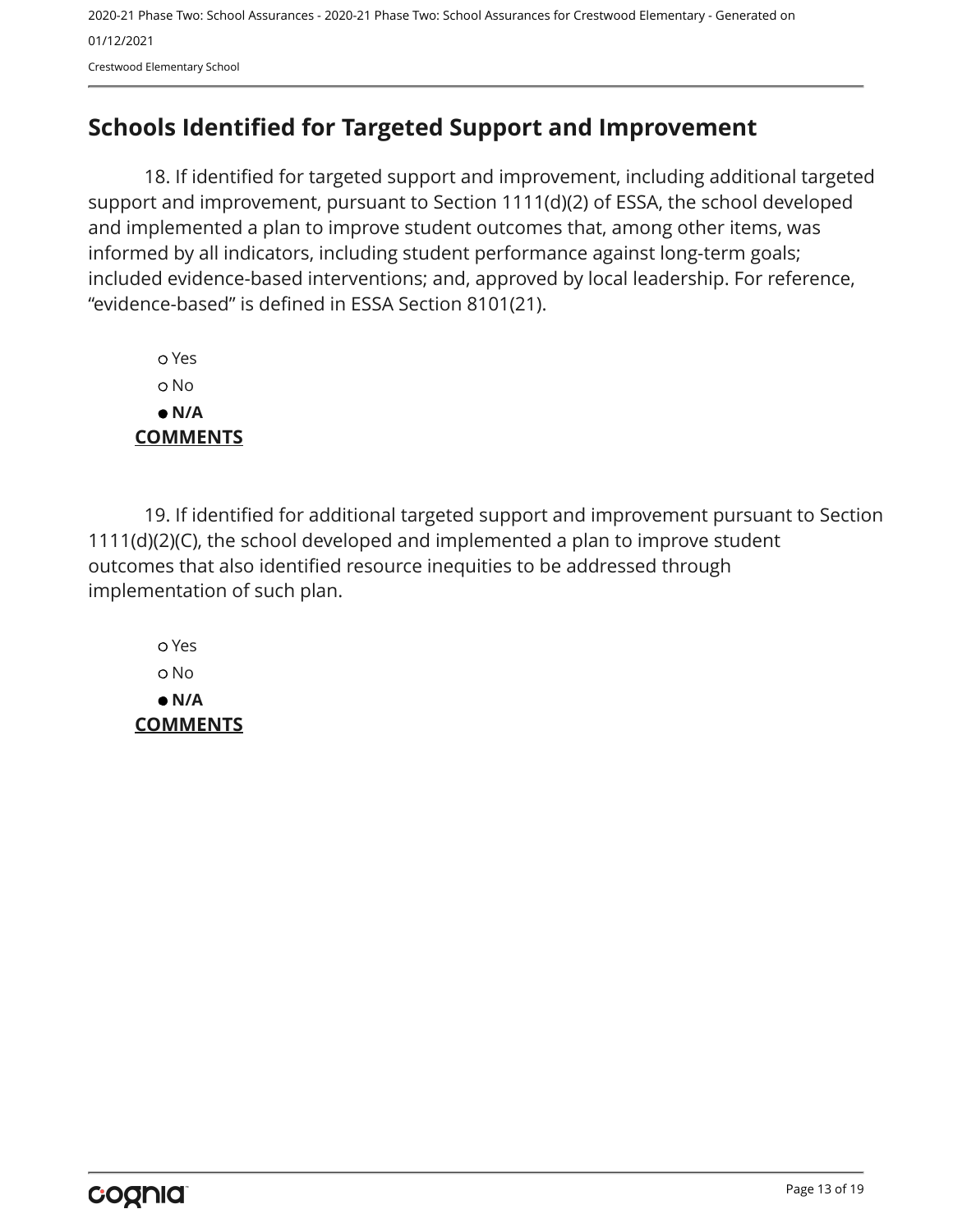## Schools Identified for Targeted Support and Improvement

18. If identified for targeted support and improvement, including additional targeted support and improvement, pursuant to Section 1111(d)(2) of ESSA, the school developed and implemented a plan to improve student outcomes that, among other items, was informed by all indicators, including student performance against long-term goals; included evidence-based interventions; and, approved by local leadership. For reference, “evidence-based” is defined in ESSA Section 8101(21).

- ○ Yes
- ○ No
- ● **N/A**

**COMMENTS**

19. If identified for additional targeted support and improvement pursuant to Section 1111(d)(2)(C), the school developed and implemented a plan to improve student outcomes that also identified resource inequities to be addressed through implementation of such plan.

- ○ Yes
- ○ No
- ● **N/A**

**COMMENTS**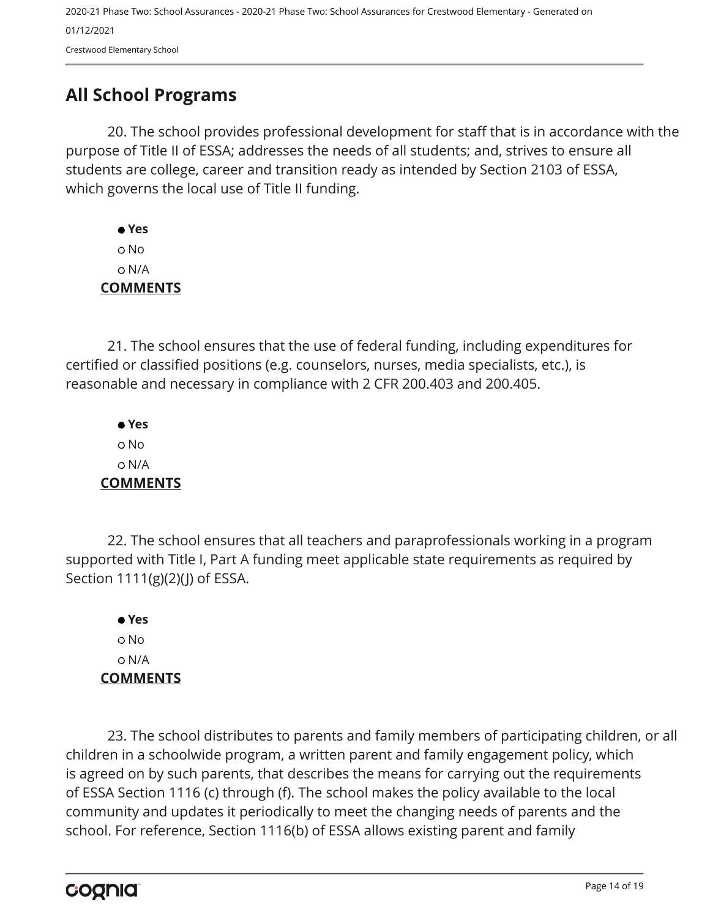## All School Programs

20. The school provides professional development for staff that is in accordance with the purpose of Title II of ESSA; addresses the needs of all students; and, strives to ensure all students are college, career and transition ready as intended by Section 2103 of ESSA, which governs the local use of Title II funding.

- ● **Yes**
- ○ No
- ○ N/A

**COMMENTS**

21. The school ensures that the use of federal funding, including expenditures for certified or classified positions (e.g. counselors, nurses, media specialists, etc.), is reasonable and necessary in compliance with 2 CFR 200.403 and 200.405.

- ● **Yes**
- ○ No
- ○ N/A

**COMMENTS**

22. The school ensures that all teachers and paraprofessionals working in a program supported with Title I, Part A funding meet applicable state requirements as required by Section 1111(g)(2)(J) of ESSA.

- ● **Yes**
- ○ No
- ○ N/A

**COMMENTS**

23. The school distributes to parents and family members of participating children, or all children in a schoolwide program, a written parent and family engagement policy, which is agreed on by such parents, that describes the means for carrying out the requirements of ESSA Section 1116 (c) through (f). The school makes the policy available to the local community and updates it periodically to meet the changing needs of parents and the school. For reference, Section 1116(b) of ESSA allows existing parent and family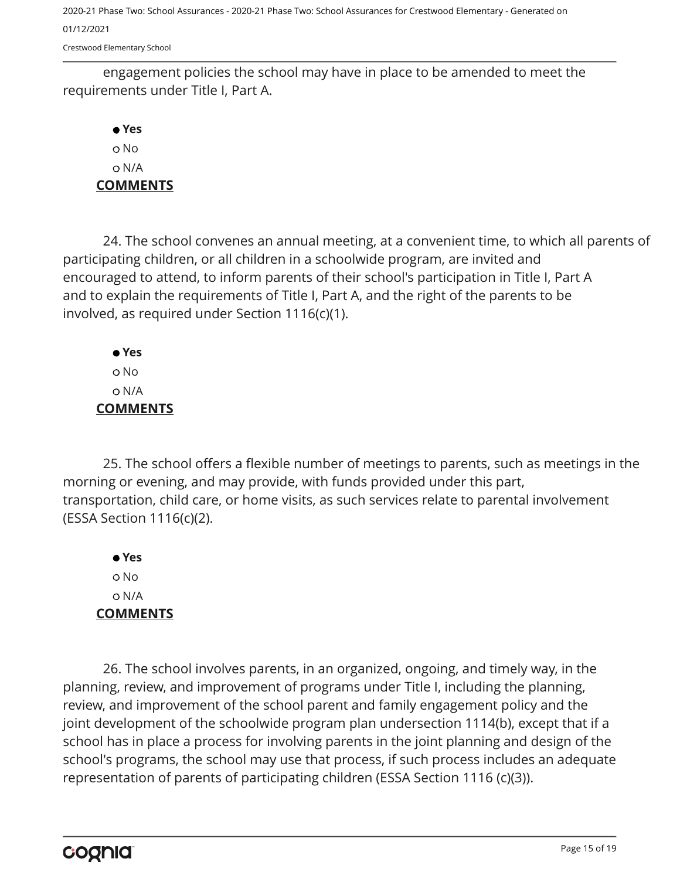engagement policies the school may have in place to be amended to meet the requirements under Title I, Part A.

- ● **Yes**
- ○ No
- ○ N/A

**COMMENTS**

24. The school convenes an annual meeting, at a convenient time, to which all parents of participating children, or all children in a schoolwide program, are invited and encouraged to attend, to inform parents of their school's participation in Title I, Part A and to explain the requirements of Title I, Part A, and the right of the parents to be involved, as required under Section 1116(c)(1).

- ● **Yes**
- ○ No
- ○ N/A

**COMMENTS**

25. The school offers a flexible number of meetings to parents, such as meetings in the morning or evening, and may provide, with funds provided under this part, transportation, child care, or home visits, as such services relate to parental involvement (ESSA Section 1116(c)(2).

- ● **Yes**
- ○ No
- ○ N/A

**COMMENTS**

26. The school involves parents, in an organized, ongoing, and timely way, in the planning, review, and improvement of programs under Title I, including the planning, review, and improvement of the school parent and family engagement policy and the joint development of the schoolwide program plan undersection 1114(b), except that if a school has in place a process for involving parents in the joint planning and design of the school's programs, the school may use that process, if such process includes an adequate representation of parents of participating children (ESSA Section 1116 (c)(3)).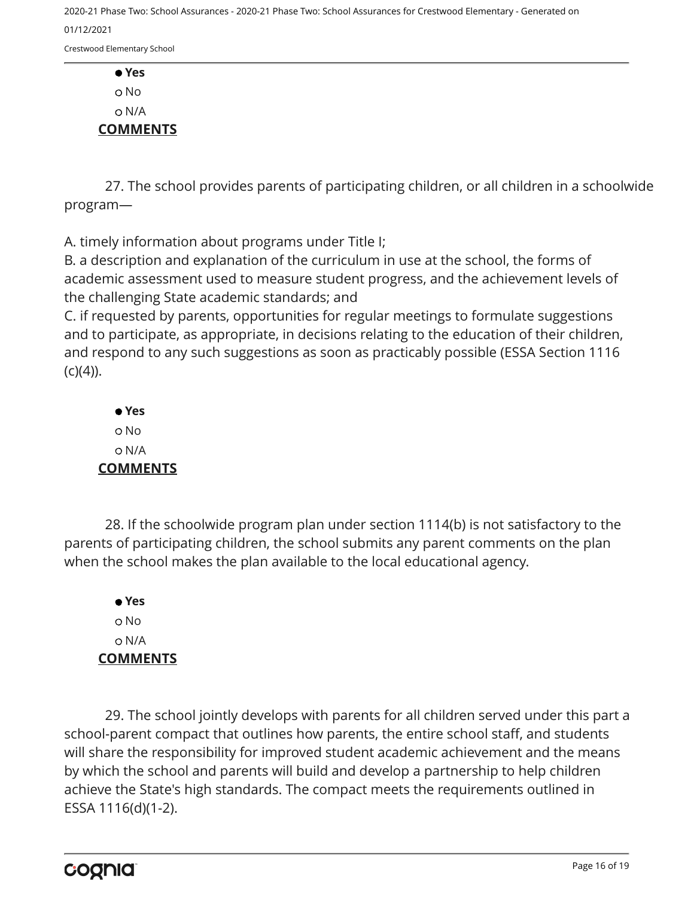- ● **Yes**
- ○ No
- ○ N/A

**COMMENTS**

27. The school provides parents of participating children, or all children in a schoolwide program—

A. timely information about programs under Title I;
B. a description and explanation of the curriculum in use at the school, the forms of academic assessment used to measure student progress, and the achievement levels of the challenging State academic standards; and
C. if requested by parents, opportunities for regular meetings to formulate suggestions and to participate, as appropriate, in decisions relating to the education of their children, and respond to any such suggestions as soon as practicably possible (ESSA Section 1116 (c)(4)).

- ● **Yes**
- ○ No
- ○ N/A

**COMMENTS**

28. If the schoolwide program plan under section 1114(b) is not satisfactory to the parents of participating children, the school submits any parent comments on the plan when the school makes the plan available to the local educational agency.

- ● **Yes**
- ○ No
- ○ N/A

**COMMENTS**

29. The school jointly develops with parents for all children served under this part a school-parent compact that outlines how parents, the entire school staff, and students will share the responsibility for improved student academic achievement and the means by which the school and parents will build and develop a partnership to help children achieve the State's high standards. The compact meets the requirements outlined in ESSA 1116(d)(1-2).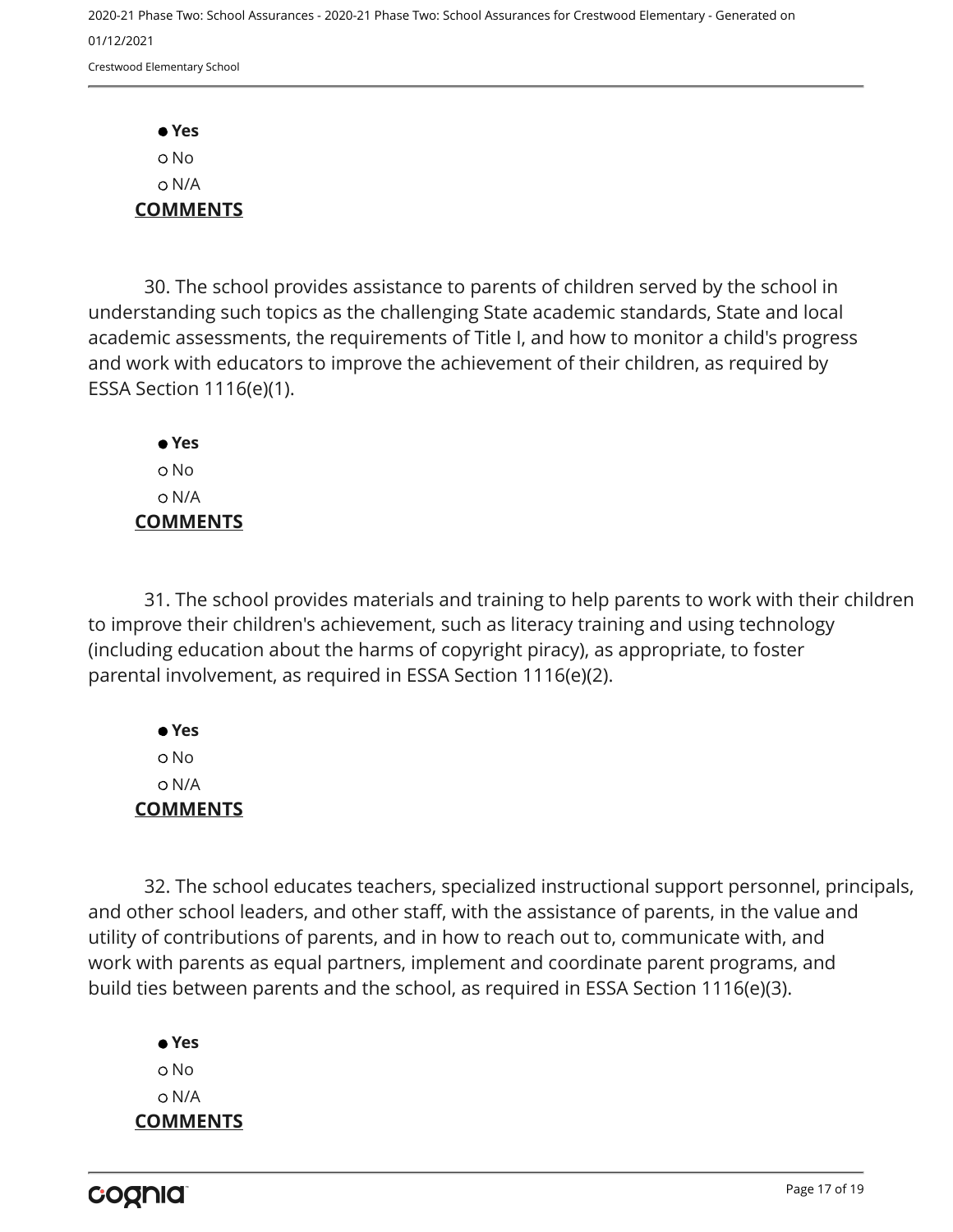- **Yes**
- No
- N/A

**COMMENTS**

30. The school provides assistance to parents of children served by the school in understanding such topics as the challenging State academic standards, State and local academic assessments, the requirements of Title I, and how to monitor a child's progress and work with educators to improve the achievement of their children, as required by ESSA Section 1116(e)(1).

- **Yes**
- No
- N/A

**COMMENTS**

31. The school provides materials and training to help parents to work with their children to improve their children's achievement, such as literacy training and using technology (including education about the harms of copyright piracy), as appropriate, to foster parental involvement, as required in ESSA Section 1116(e)(2).

- **Yes**
- No
- N/A

**COMMENTS**

32. The school educates teachers, specialized instructional support personnel, principals, and other school leaders, and other staff, with the assistance of parents, in the value and utility of contributions of parents, and in how to reach out to, communicate with, and work with parents as equal partners, implement and coordinate parent programs, and build ties between parents and the school, as required in ESSA Section 1116(e)(3).

- **Yes**
- No
- N/A

**COMMENTS**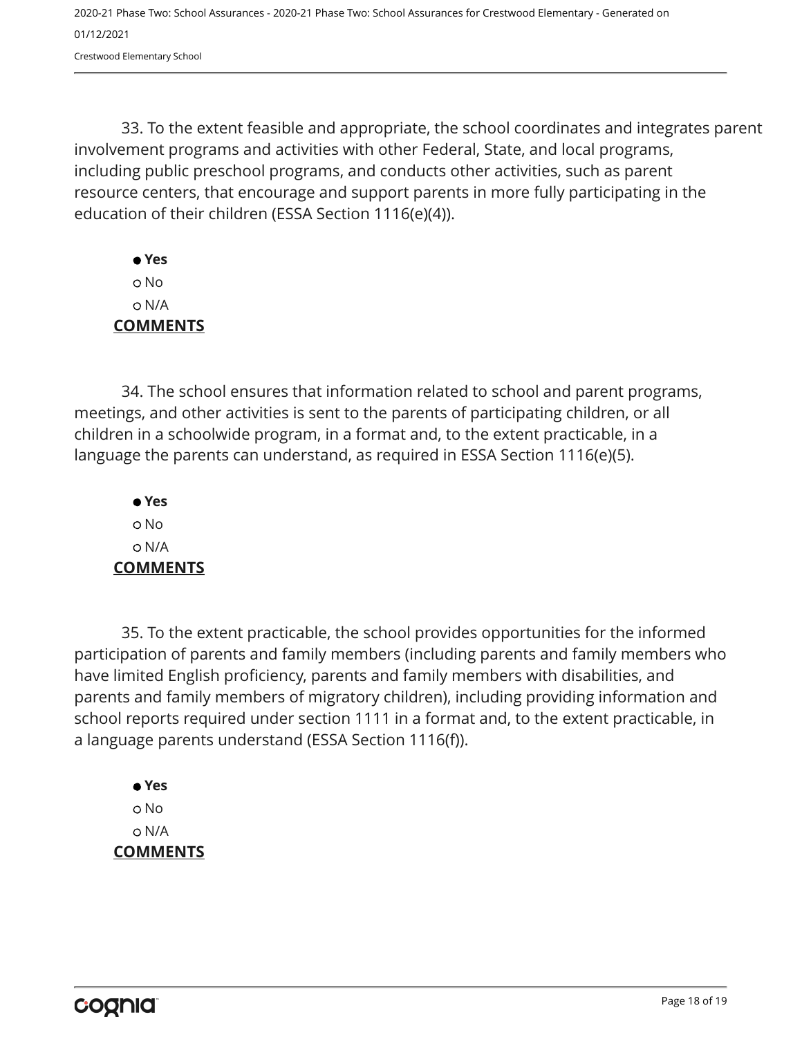33. To the extent feasible and appropriate, the school coordinates and integrates parent involvement programs and activities with other Federal, State, and local programs, including public preschool programs, and conducts other activities, such as parent resource centers, that encourage and support parents in more fully participating in the education of their children (ESSA Section 1116(e)(4)).

- ● **Yes**
- ○ No
- ○ N/A

**COMMENTS**

34. The school ensures that information related to school and parent programs, meetings, and other activities is sent to the parents of participating children, or all children in a schoolwide program, in a format and, to the extent practicable, in a language the parents can understand, as required in ESSA Section 1116(e)(5).

- ● **Yes**
- ○ No
- ○ N/A

**COMMENTS**

35. To the extent practicable, the school provides opportunities for the informed participation of parents and family members (including parents and family members who have limited English proficiency, parents and family members with disabilities, and parents and family members of migratory children), including providing information and school reports required under section 1111 in a format and, to the extent practicable, in a language parents understand (ESSA Section 1116(f)).

- ● **Yes**
- ○ No
- ○ N/A

**COMMENTS**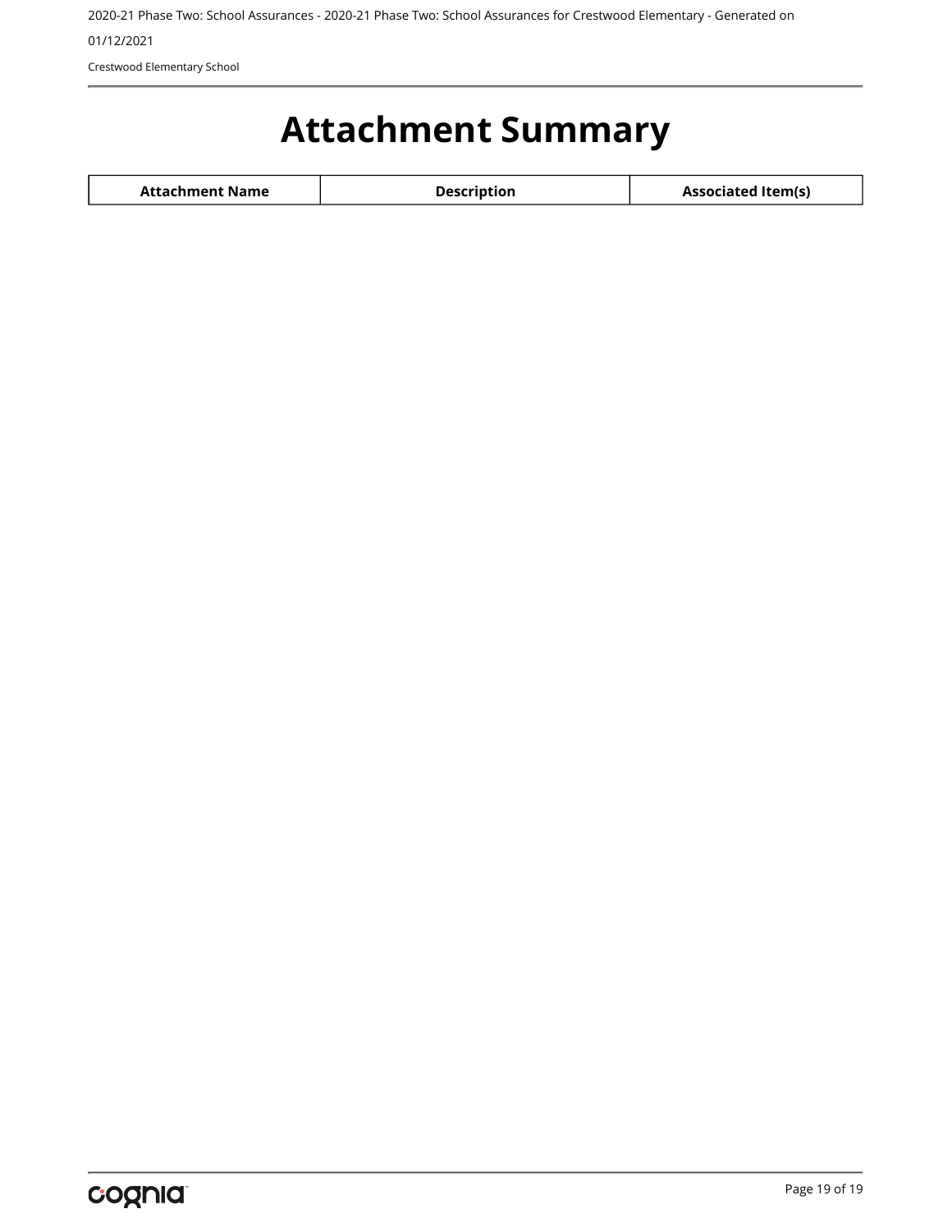# Attachment Summary

| Attachment Name | Description | Associated Item(s) |
| --- | --- | --- |